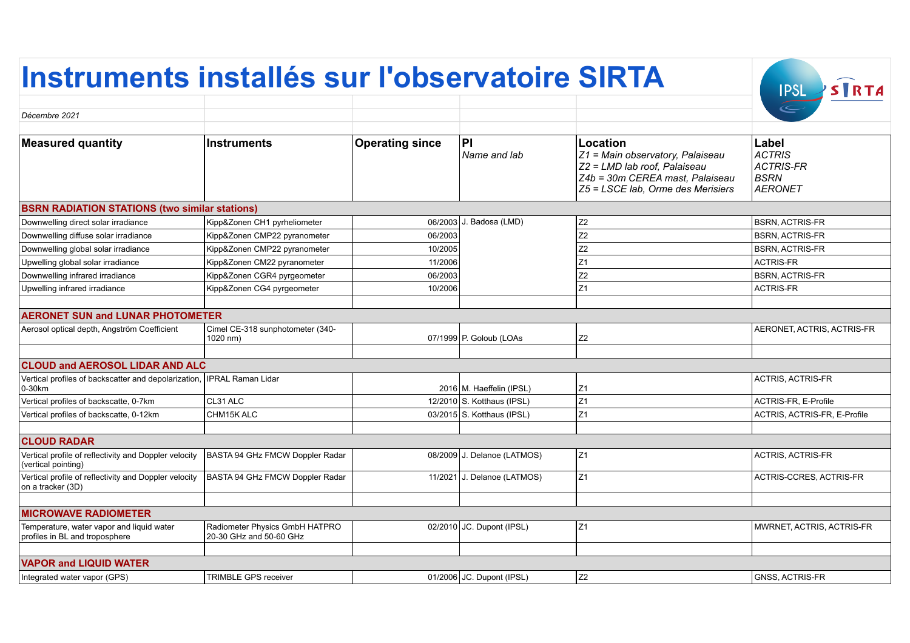# Instruments installés sur l'observatoire SIRTA

*Décembre 2021*

| Measured quantity | Instruments | Operating since | PI *Name and lab* | Location *Z1 = Main observatory, Palaiseau* *Z2 = LMD lab roof, Palaiseau* *Z4b = 30m CEREA mast, Palaiseau* *Z5 = LSCE lab, Orme des Merisiers* | Label *ACTRIS* *ACTRIS-FR* *BSRN* *AERONET* |
|---|---|---|---|---|---|
| **BSRN RADIATION STATIONS (two similar stations)** | | | | | |
| Downwelling direct solar irradiance | Kipp&Zonen CH1 pyrheliometer | 06/2003 | J. Badosa (LMD) | Z2 | BSRN, ACTRIS-FR |
| Downwelling diffuse solar irradiance | Kipp&Zonen CMP22 pyranometer | 06/2003 | | Z2 | BSRN, ACTRIS-FR |
| Downwelling global solar irradiance | Kipp&Zonen CMP22 pyranometer | 10/2005 | | Z2 | BSRN, ACTRIS-FR |
| Upwelling global solar irradiance | Kipp&Zonen CM22 pyranometer | 11/2006 | | Z1 | ACTRIS-FR |
| Downwelling infrared irradiance | Kipp&Zonen CGR4 pyrgeometer | 06/2003 | | Z2 | BSRN, ACTRIS-FR |
| Upwelling infrared irradiance | Kipp&Zonen CG4 pyrgeometer | 10/2006 | | Z1 | ACTRIS-FR |
| **AERONET SUN and LUNAR PHOTOMETER** | | | | | |
| Aerosol optical depth, Angström Coefficient | Cimel CE-318 sunphotometer (340-1020 nm) | 07/1999 | P. Goloub (LOAs | Z2 | AERONET, ACTRIS, ACTRIS-FR |
| **CLOUD and AEROSOL LIDAR AND ALC** | | | | | |
| Vertical profiles of backscatter and depolarization, 0-30km | IPRAL Raman Lidar | 2016 | M. Haeffelin (IPSL) | Z1 | ACTRIS, ACTRIS-FR |
| Vertical profiles of backscatte, 0-7km | CL31 ALC | 12/2010 | S. Kotthaus (IPSL) | Z1 | ACTRIS-FR, E-Profile |
| Vertical profiles of backscatte, 0-12km | CHM15K ALC | 03/2015 | S. Kotthaus (IPSL) | Z1 | ACTRIS, ACTRIS-FR, E-Profile |
| **CLOUD RADAR** | | | | | |
| Vertical profile of reflectivity and Doppler velocity (vertical pointing) | BASTA 94 GHz FMCW Doppler Radar | 08/2009 | J. Delanoe (LATMOS) | Z1 | ACTRIS, ACTRIS-FR |
| Vertical profile of reflectivity and Doppler velocity on a tracker (3D) | BASTA 94 GHz FMCW Doppler Radar | 11/2021 | J. Delanoe (LATMOS) | Z1 | ACTRIS-CCRES, ACTRIS-FR |
| **MICROWAVE RADIOMETER** | | | | | |
| Temperature, water vapor and liquid water profiles in BL and troposphere | Radiometer Physics GmbH HATPRO 20-30 GHz and 50-60 GHz | 02/2010 | JC. Dupont (IPSL) | Z1 | MWRNET, ACTRIS, ACTRIS-FR |
| **VAPOR and LIQUID WATER** | | | | | |
| Integrated water vapor (GPS) | TRIMBLE GPS receiver | 01/2006 | JC. Dupont (IPSL) | Z2 | GNSS, ACTRIS-FR |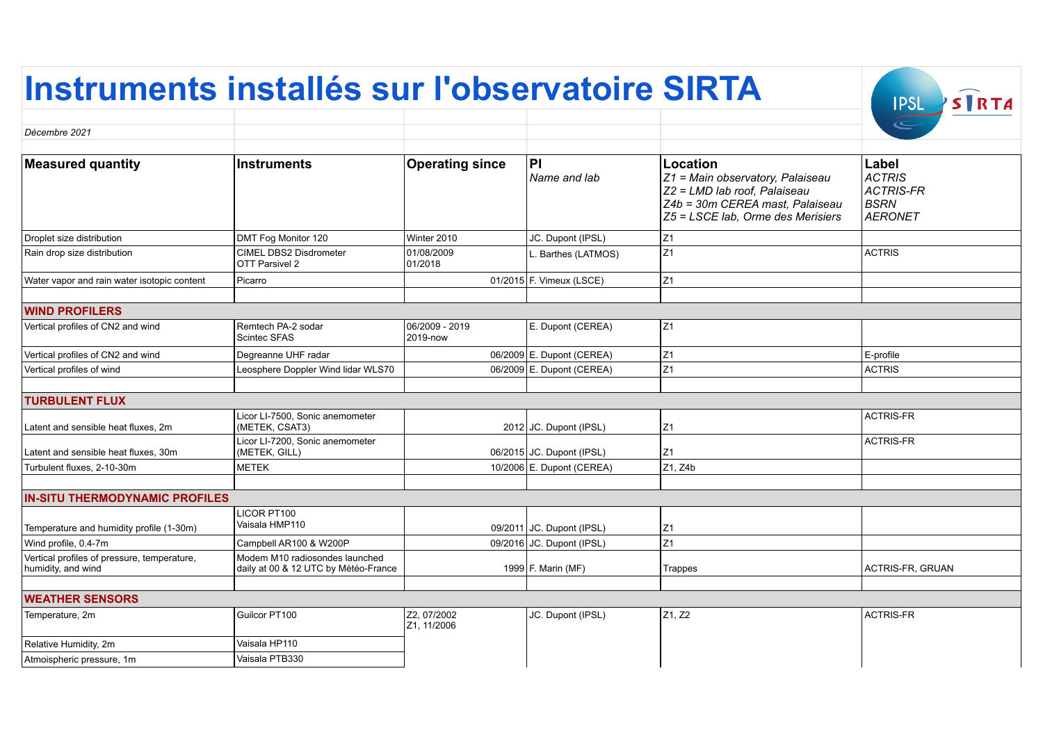# Instruments installés sur l'observatoire SIRTA

*Décembre 2021*

| Measured quantity | Instruments | Operating since | PI *Name and lab* | Location *Z1 = Main observatory, Palaiseau* *Z2 = LMD lab roof, Palaiseau* *Z4b = 30m CEREA mast, Palaiseau* *Z5 = LSCE lab, Orme des Merisiers* | Label *ACTRIS* *ACTRIS-FR* *BSRN* *AERONET* |
|---|---|---|---|---|---|
| Droplet size distribution | DMT Fog Monitor 120 | Winter 2010 | JC. Dupont (IPSL) | Z1 | |
| Rain drop size distribution | CIMEL DBS2 Disdrometer<br>OTT Parsivel 2 | 01/08/2009<br>01/2018 | L. Barthes (LATMOS) | Z1 | ACTRIS |
| Water vapor and rain water isotopic content | Picarro | 01/2015 | F. Vimeux (LSCE) | Z1 | |
| | | | | | |
| **WIND PROFILERS** | | | | | |
| Vertical profiles of CN2 and wind | Remtech PA-2 sodar<br>Scintec SFAS | 06/2009 - 2019<br>2019-now | E. Dupont (CEREA) | Z1 | |
| Vertical profiles of CN2 and wind | Degreanne UHF radar | 06/2009 | E. Dupont (CEREA) | Z1 | E-profile |
| Vertical profiles of wind | Leosphere Doppler Wind lidar WLS70 | 06/2009 | E. Dupont (CEREA) | Z1 | ACTRIS |
| | | | | | |
| **TURBULENT FLUX** | | | | | |
| Latent and sensible heat fluxes, 2m | Licor LI-7500, Sonic anemometer (METEK, CSAT3) | 2012 | JC. Dupont (IPSL) | Z1 | ACTRIS-FR |
| Latent and sensible heat fluxes, 30m | Licor LI-7200, Sonic anemometer (METEK, GILL) | 06/2015 | JC. Dupont (IPSL) | Z1 | ACTRIS-FR |
| Turbulent fluxes, 2-10-30m | METEK | 10/2006 | E. Dupont (CEREA) | Z1, Z4b | |
| | | | | | |
| **IN-SITU THERMODYNAMIC PROFILES** | | | | | |
| Temperature and humidity profile (1-30m) | LICOR PT100<br>Vaisala HMP110 | 09/2011 | JC. Dupont (IPSL) | Z1 | |
| Wind profile, 0.4-7m | Campbell AR100 & W200P | 09/2016 | JC. Dupont (IPSL) | Z1 | |
| Vertical profiles of pressure, temperature, humidity, and wind | Modem M10 radiosondes launched daily at 00 & 12 UTC by Météo-France | 1999 | F. Marin (MF) | Trappes | ACTRIS-FR, GRUAN |
| | | | | | |
| **WEATHER SENSORS** | | | | | |
| Temperature, 2m | Guilcor PT100 | Z2, 07/2002<br>Z1, 11/2006 | JC. Dupont (IPSL) | Z1, Z2 | ACTRIS-FR |
| Relative Humidity, 2m | Vaisala HP110 | | | | |
| Atmoispheric pressure, 1m | Vaisala PTB330 | | | | |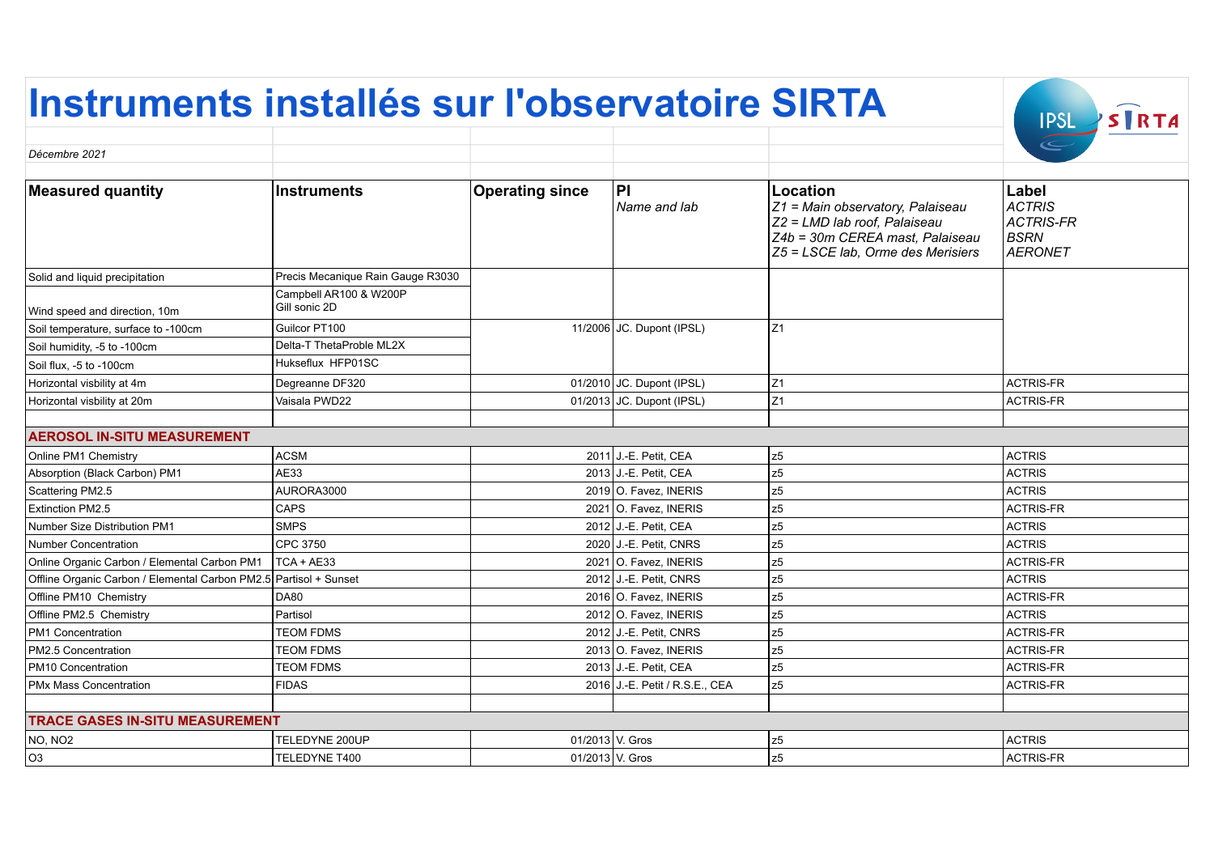# Instruments installés sur l'observatoire SIRTA

*Décembre 2021*

| Measured quantity | Instruments | Operating since | PI<br>*Name and lab* | Location<br>*Z1 = Main observatory, Palaiseau*<br>*Z2 = LMD lab roof, Palaiseau*<br>*Z4b = 30m CEREA mast, Palaiseau*<br>*Z5 = LSCE lab, Orme des Merisiers* | Label<br>*ACTRIS*<br>*ACTRIS-FR*<br>*BSRN*<br>*AERONET* |
|---|---|---|---|---|---|
| Solid and liquid precipitation | Precis Mecanique Rain Gauge R3030 | | | | |
| Wind speed and direction, 10m | Campbell AR100 & W200P<br>Gill sonic 2D | | | | |
| Soil temperature, surface to -100cm | Guilcor PT100 | 11/2006 | JC. Dupont (IPSL) | Z1 | |
| Soil humidity, -5 to -100cm | Delta-T ThetaProble ML2X | | | | |
| Soil flux, -5 to -100cm | Hukseflux HFP01SC | | | | |
| Horizontal visbility at 4m | Degreanne DF320 | 01/2010 | JC. Dupont (IPSL) | Z1 | ACTRIS-FR |
| Horizontal visbility at 20m | Vaisala PWD22 | 01/2013 | JC. Dupont (IPSL) | Z1 | ACTRIS-FR |
| | | | | | |
| **AEROSOL IN-SITU MEASUREMENT** | | | | | |
| Online PM1 Chemistry | ACSM | 2011 | J.-E. Petit, CEA | z5 | ACTRIS |
| Absorption (Black Carbon) PM1 | AE33 | 2013 | J.-E. Petit, CEA | z5 | ACTRIS |
| Scattering PM2.5 | AURORA3000 | 2019 | O. Favez, INERIS | z5 | ACTRIS |
| Extinction PM2.5 | CAPS | 2021 | O. Favez, INERIS | z5 | ACTRIS-FR |
| Number Size Distribution PM1 | SMPS | 2012 | J.-E. Petit, CEA | z5 | ACTRIS |
| Number Concentration | CPC 3750 | 2020 | J.-E. Petit, CNRS | z5 | ACTRIS |
| Online Organic Carbon / Elemental Carbon PM1 | TCA + AE33 | 2021 | O. Favez, INERIS | z5 | ACTRIS-FR |
| Offline Organic Carbon / Elemental Carbon PM2.5 | Partisol + Sunset | 2012 | J.-E. Petit, CNRS | z5 | ACTRIS |
| Offline PM10 Chemistry | DA80 | 2016 | O. Favez, INERIS | z5 | ACTRIS-FR |
| Offline PM2.5 Chemistry | Partisol | 2012 | O. Favez, INERIS | z5 | ACTRIS |
| PM1 Concentration | TEOM FDMS | 2012 | J.-E. Petit, CNRS | z5 | ACTRIS-FR |
| PM2.5 Concentration | TEOM FDMS | 2013 | O. Favez, INERIS | z5 | ACTRIS-FR |
| PM10 Concentration | TEOM FDMS | 2013 | J.-E. Petit, CEA | z5 | ACTRIS-FR |
| PMx Mass Concentration | FIDAS | 2016 | J.-E. Petit / R.S.E., CEA | z5 | ACTRIS-FR |
| | | | | | |
| **TRACE GASES IN-SITU MEASUREMENT** | | | | | |
| NO, NO2 | TELEDYNE 200UP | 01/2013 | V. Gros | z5 | ACTRIS |
| O3 | TELEDYNE T400 | 01/2013 | V. Gros | z5 | ACTRIS-FR |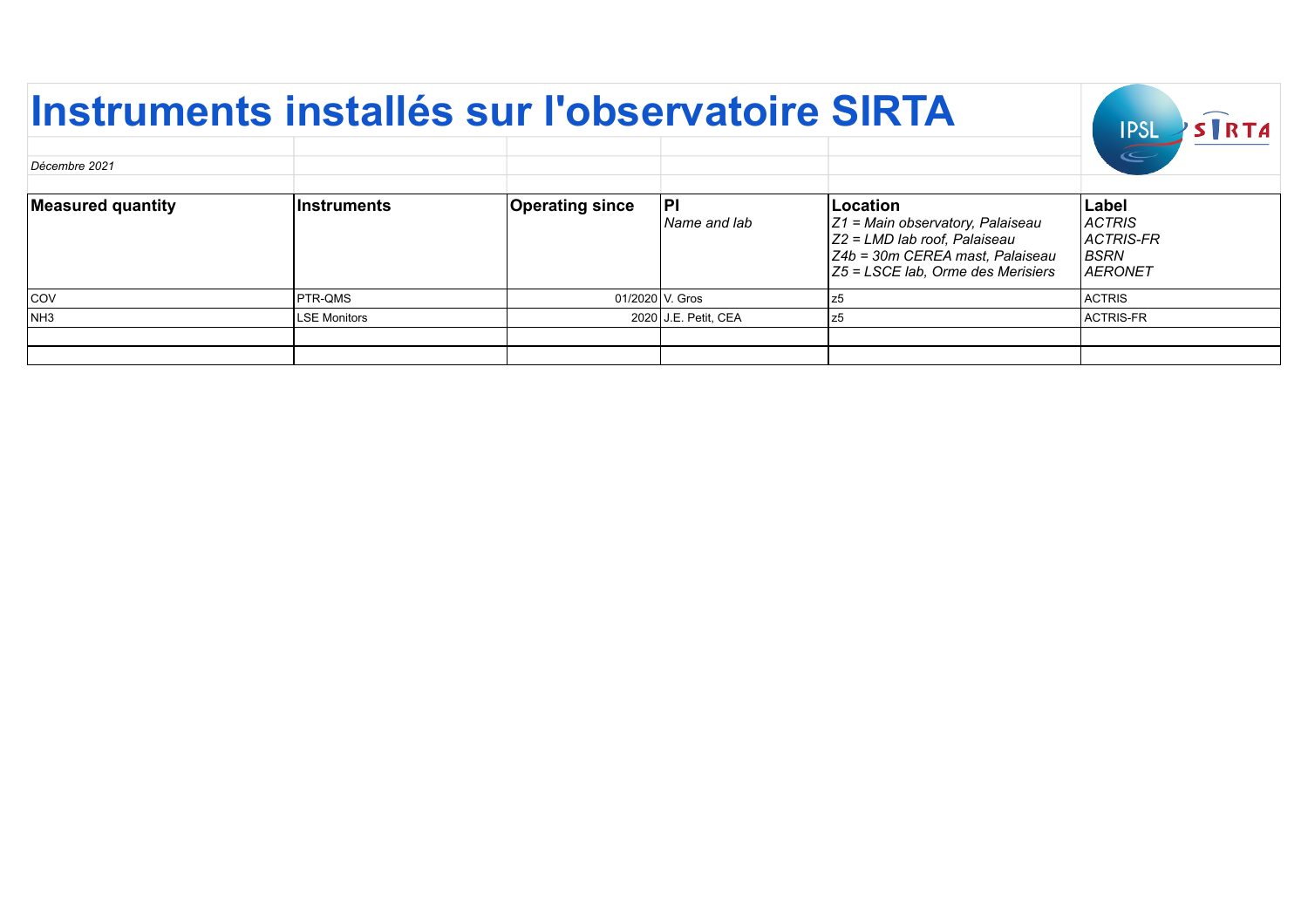# Instruments installés sur l'observatoire SIRTA

*Décembre 2021*

| **Measured quantity** | **Instruments** | **Operating since** | **PI**<br>*Name and lab* | **Location**<br>*Z1 = Main observatory, Palaiseau*<br>*Z2 = LMD lab roof, Palaiseau*<br>*Z4b = 30m CEREA mast, Palaiseau*<br>*Z5 = LSCE lab, Orme des Merisiers* | **Label**<br>*ACTRIS*<br>*ACTRIS-FR*<br>*BSRN*<br>*AERONET* |
|---|---|---|---|---|---|
| COV | PTR-QMS | 01/2020 | V. Gros | z5 | ACTRIS |
| $NH_3$ | LSE Monitors | 2020 | J.E. Petit, CEA | z5 | ACTRIS-FR |
| | | | | | |
| | | | | | |